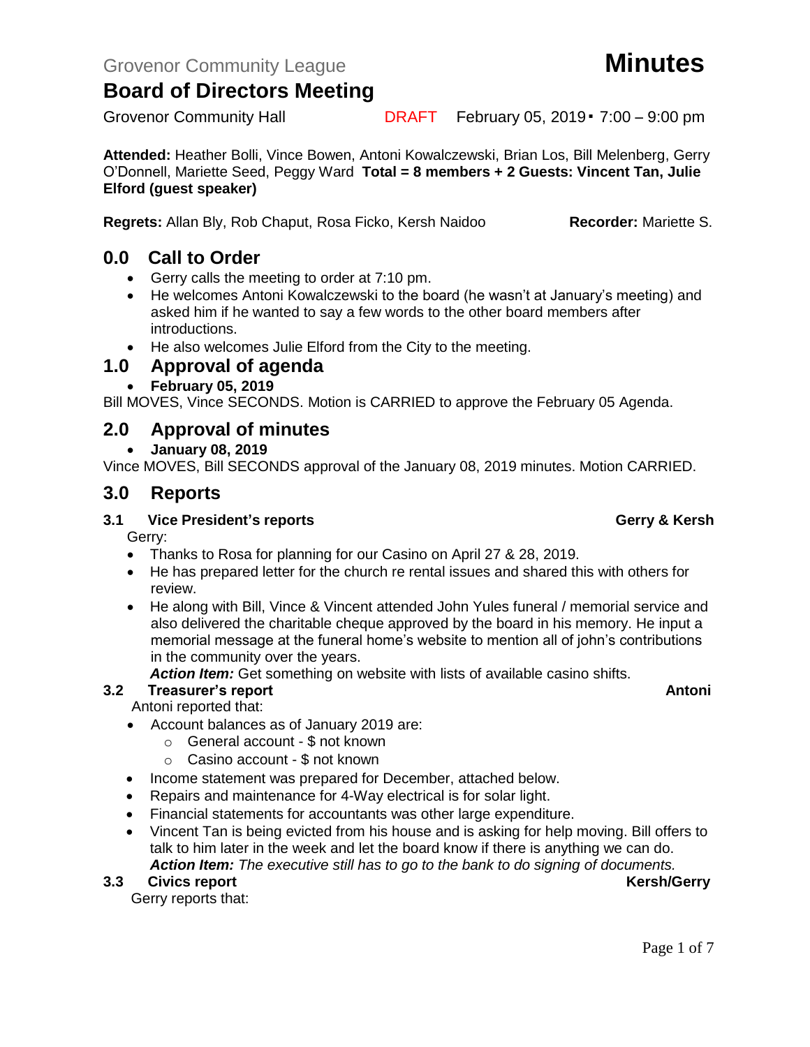Grovenor Community League

# Minutes

## Board of Directors Meeting

Grovenor Community Hall DRAFT February 05, 2019 ▪ 7:00 – 9:00 pm

**Attended:** Heather Bolli, Vince Bowen, Antoni Kowalczewski, Brian Los, Bill Melenberg, Gerry O'Donnell, Mariette Seed, Peggy Ward **Total = 8 members + 2 Guests: Vincent Tan, Julie Elford (guest speaker)**

**Regrets:** Allan Bly, Rob Chaput, Rosa Ficko, Kersh Naidoo **Recorder:** Mariette S.

## 0.0 Call to Order

- Gerry calls the meeting to order at 7:10 pm.
- He welcomes Antoni Kowalczewski to the board (he wasn't at January's meeting) and asked him if he wanted to say a few words to the other board members after introductions.
- He also welcomes Julie Elford from the City to the meeting.

## 1.0 Approval of agenda

- **February 05, 2019**

Bill MOVES, Vince SECONDS. Motion is CARRIED to approve the February 05 Agenda.

## 2.0 Approval of minutes

- **January 08, 2019**

Vince MOVES, Bill SECONDS approval of the January 08, 2019 minutes. Motion CARRIED.

## 3.0 Reports

### 3.1 Vice President's reports — Gerry & Kersh

Gerry:

- Thanks to Rosa for planning for our Casino on April 27 & 28, 2019.
- He has prepared letter for the church re rental issues and shared this with others for review.
- He along with Bill, Vince & Vincent attended John Yules funeral / memorial service and also delivered the charitable cheque approved by the board in his memory. He input a memorial message at the funeral home's website to mention all of john's contributions in the community over the years.

  ***Action Item:*** Get something on website with lists of available casino shifts.

### 3.2 Treasurer's report — Antoni

Antoni reported that:

- Account balances as of January 2019 are:
  - General account - $ not known
  - Casino account - $ not known
- Income statement was prepared for December, attached below.
- Repairs and maintenance for 4-Way electrical is for solar light.
- Financial statements for accountants was other large expenditure.
- Vincent Tan is being evicted from his house and is asking for help moving. Bill offers to talk to him later in the week and let the board know if there is anything we can do.

  ***Action Item:*** *The executive still has to go to the bank to do signing of documents.*

### 3.3 Civics report — Kersh/Gerry

Gerry reports that: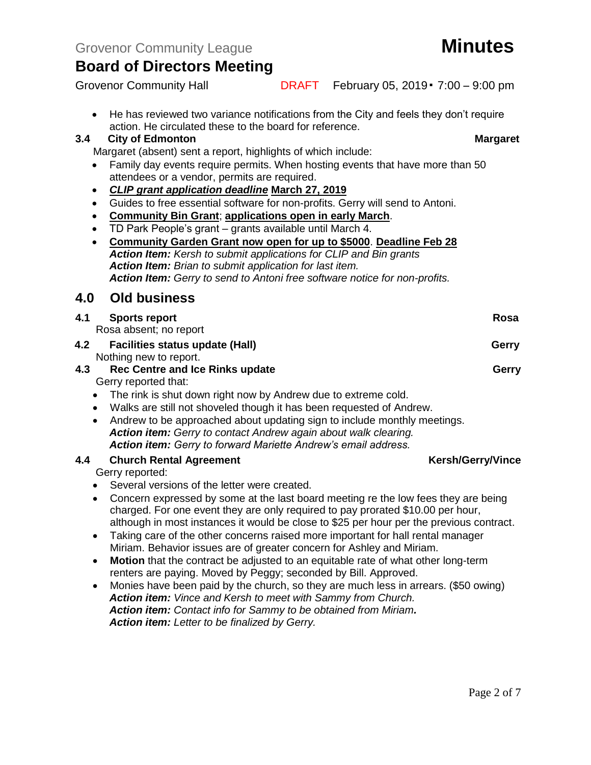- He has reviewed two variance notifications from the City and feels they don't require action. He circulated these to the board for reference.

### 3.4 City of Edmonton — Margaret

Margaret (absent) sent a report, highlights of which include:

- Family day events require permits. When hosting events that have more than 50 attendees or a vendor, permits are required.
- ***CLIP grant application deadline*** **March 27, 2019**
- Guides to free essential software for non-profits. Gerry will send to Antoni.
- **Community Bin Grant**; **applications open in early March**.
- TD Park People's grant – grants available until March 4.
- **Community Garden Grant now open for up to $5000**. **Deadline Feb 28**

  ***Action Item:*** *Kersh to submit applications for CLIP and Bin grants*
  ***Action Item:*** *Brian to submit application for last item.*
  ***Action Item:*** *Gerry to send to Antoni free software notice for non-profits.*

## 4.0 Old business

### 4.1 Sports report — Rosa

Rosa absent; no report

### 4.2 Facilities status update (Hall) — Gerry

Nothing new to report.

### 4.3 Rec Centre and Ice Rinks update — Gerry

Gerry reported that:

- The rink is shut down right now by Andrew due to extreme cold.
- Walks are still not shoveled though it has been requested of Andrew.
- Andrew to be approached about updating sign to include monthly meetings.

  ***Action item:*** *Gerry to contact Andrew again about walk clearing.*
  ***Action item:*** *Gerry to forward Mariette Andrew's email address.*

### 4.4 Church Rental Agreement — Kersh/Gerry/Vince

Gerry reported:

- Several versions of the letter were created.
- Concern expressed by some at the last board meeting re the low fees they are being charged. For one event they are only required to pay prorated $10.00 per hour, although in most instances it would be close to $25 per hour per the previous contract.
- Taking care of the other concerns raised more important for hall rental manager Miriam. Behavior issues are of greater concern for Ashley and Miriam.
- **Motion** that the contract be adjusted to an equitable rate of what other long-term renters are paying. Moved by Peggy; seconded by Bill. Approved.
- Monies have been paid by the church, so they are much less in arrears. ($50 owing)

  ***Action item:*** *Vince and Kersh to meet with Sammy from Church.*
  ***Action item:*** *Contact info for Sammy to be obtained from Miriam.*
  ***Action item:*** *Letter to be finalized by Gerry.*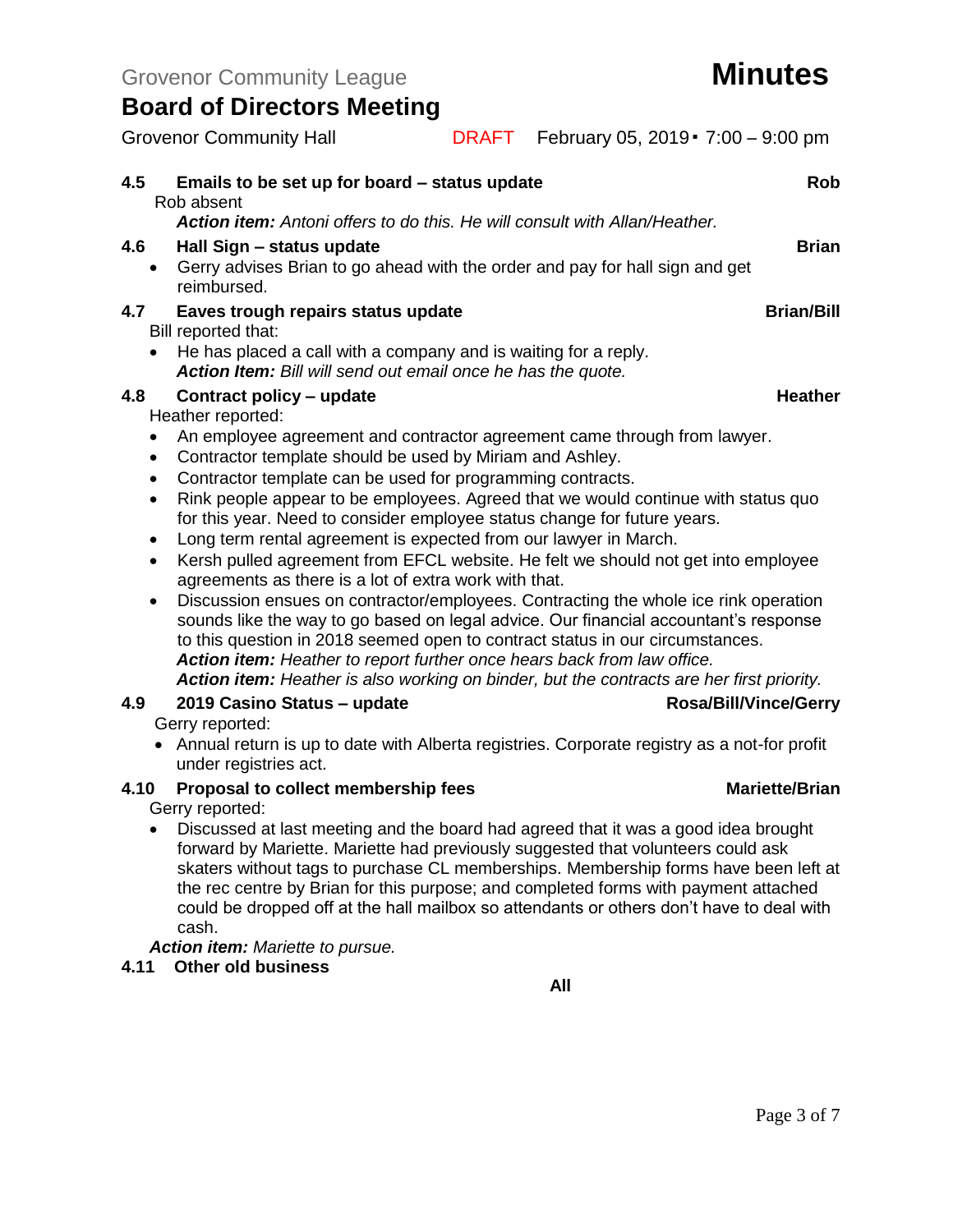### 4.5 Emails to be set up for board – status update — Rob

Rob absent

***Action item:*** *Antoni offers to do this. He will consult with Allan/Heather.*

### 4.6 Hall Sign – status update — Brian

- Gerry advises Brian to go ahead with the order and pay for hall sign and get reimbursed.

### 4.7 Eaves trough repairs status update — Brian/Bill

Bill reported that:

- He has placed a call with a company and is waiting for a reply.
  ***Action Item:*** *Bill will send out email once he has the quote.*

### 4.8 Contract policy – update — Heather

Heather reported:

- An employee agreement and contractor agreement came through from lawyer.
- Contractor template should be used by Miriam and Ashley.
- Contractor template can be used for programming contracts.
- Rink people appear to be employees. Agreed that we would continue with status quo for this year. Need to consider employee status change for future years.
- Long term rental agreement is expected from our lawyer in March.
- Kersh pulled agreement from EFCL website. He felt we should not get into employee agreements as there is a lot of extra work with that.
- Discussion ensues on contractor/employees. Contracting the whole ice rink operation sounds like the way to go based on legal advice. Our financial accountant's response to this question in 2018 seemed open to contract status in our circumstances.
  ***Action item:*** *Heather to report further once hears back from law office.*
  ***Action item:*** *Heather is also working on binder, but the contracts are her first priority.*

### 4.9 2019 Casino Status – update — Rosa/Bill/Vince/Gerry

Gerry reported:

- Annual return is up to date with Alberta registries. Corporate registry as a not-for profit under registries act.

### 4.10 Proposal to collect membership fees — Mariette/Brian

Gerry reported:

- Discussed at last meeting and the board had agreed that it was a good idea brought forward by Mariette. Mariette had previously suggested that volunteers could ask skaters without tags to purchase CL memberships. Membership forms have been left at the rec centre by Brian for this purpose; and completed forms with payment attached could be dropped off at the hall mailbox so attendants or others don't have to deal with cash.

***Action item:*** *Mariette to pursue.*

### 4.11 Other old business — All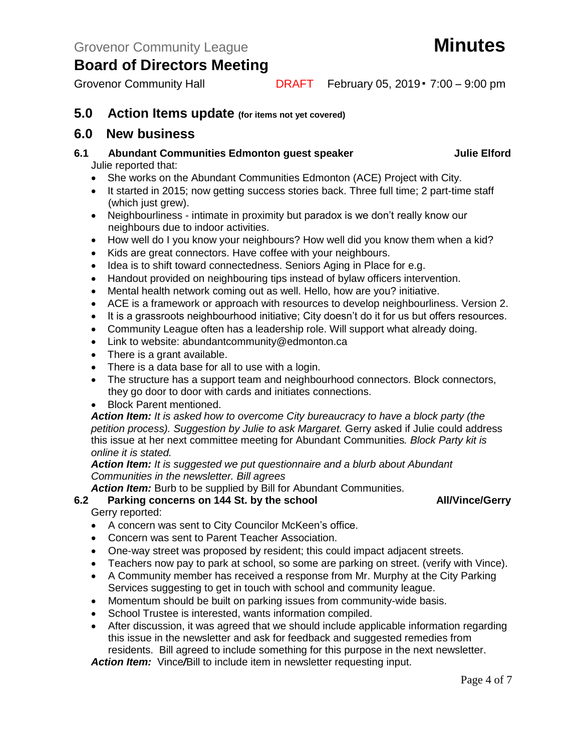## 5.0 Action Items update (for items not yet covered)

## 6.0 New business

### 6.1 Abundant Communities Edmonton guest speaker — Julie Elford

Julie reported that:

- She works on the Abundant Communities Edmonton (ACE) Project with City.
- It started in 2015; now getting success stories back. Three full time; 2 part-time staff (which just grew).
- Neighbourliness - intimate in proximity but paradox is we don't really know our neighbours due to indoor activities.
- How well do I you know your neighbours? How well did you know them when a kid?
- Kids are great connectors. Have coffee with your neighbours.
- Idea is to shift toward connectedness. Seniors Aging in Place for e.g.
- Handout provided on neighbouring tips instead of bylaw officers intervention.
- Mental health network coming out as well. Hello, how are you? initiative.
- ACE is a framework or approach with resources to develop neighbourliness. Version 2.
- It is a grassroots neighbourhood initiative; City doesn't do it for us but offers resources.
- Community League often has a leadership role. Will support what already doing.
- Link to website: abundantcommunity@edmonton.ca
- There is a grant available.
- There is a data base for all to use with a login.
- The structure has a support team and neighbourhood connectors. Block connectors, they go door to door with cards and initiates connections.
- Block Parent mentioned.

***Action Item:*** *It is asked how to overcome City bureaucracy to have a block party (the petition process). Suggestion by Julie to ask Margaret.* Gerry asked if Julie could address this issue at her next committee meeting for Abundant Communities*. Block Party kit is online it is stated.*

***Action Item:*** *It is suggested we put questionnaire and a blurb about Abundant Communities in the newsletter. Bill agrees*

***Action Item:*** Burb to be supplied by Bill for Abundant Communities.

### 6.2 Parking concerns on 144 St. by the school — All/Vince/Gerry

Gerry reported:

- A concern was sent to City Councilor McKeen's office.
- Concern was sent to Parent Teacher Association.
- One-way street was proposed by resident; this could impact adjacent streets.
- Teachers now pay to park at school, so some are parking on street. (verify with Vince).
- A Community member has received a response from Mr. Murphy at the City Parking Services suggesting to get in touch with school and community league.
- Momentum should be built on parking issues from community-wide basis.
- School Trustee is interested, wants information compiled.
- After discussion, it was agreed that we should include applicable information regarding this issue in the newsletter and ask for feedback and suggested remedies from residents. Bill agreed to include something for this purpose in the next newsletter.

***Action Item:*** Vince/Bill to include item in newsletter requesting input.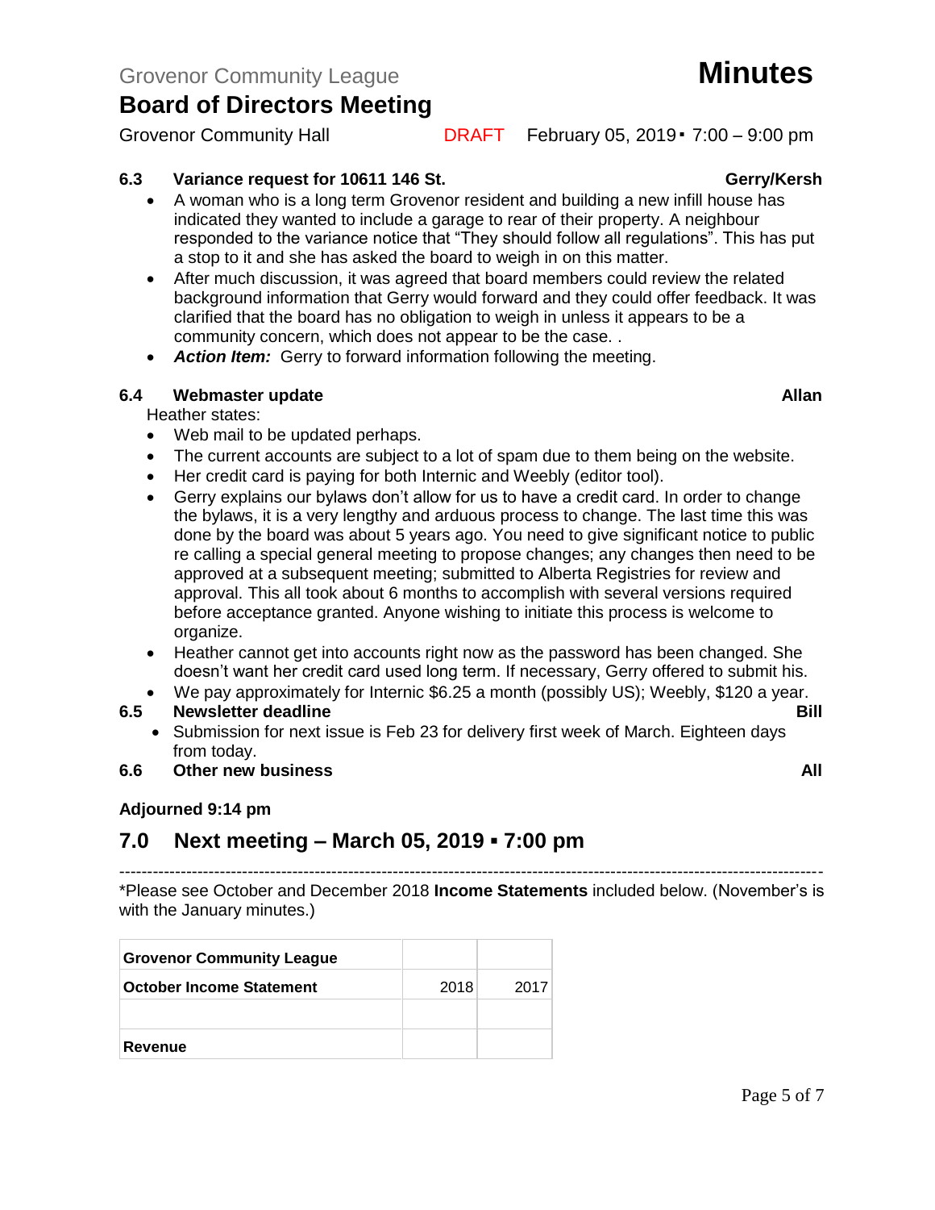### 6.3 Variance request for 10611 146 St. — Gerry/Kersh

- A woman who is a long term Grovenor resident and building a new infill house has indicated they wanted to include a garage to rear of their property. A neighbour responded to the variance notice that "They should follow all regulations". This has put a stop to it and she has asked the board to weigh in on this matter.
- After much discussion, it was agreed that board members could review the related background information that Gerry would forward and they could offer feedback. It was clarified that the board has no obligation to weigh in unless it appears to be a community concern, which does not appear to be the case. .
- ***Action Item:*** Gerry to forward information following the meeting.

### 6.4 Webmaster update — Allan

Heather states:

- Web mail to be updated perhaps.
- The current accounts are subject to a lot of spam due to them being on the website.
- Her credit card is paying for both Internic and Weebly (editor tool).
- Gerry explains our bylaws don't allow for us to have a credit card. In order to change the bylaws, it is a very lengthy and arduous process to change. The last time this was done by the board was about 5 years ago. You need to give significant notice to public re calling a special general meeting to propose changes; any changes then need to be approved at a subsequent meeting; submitted to Alberta Registries for review and approval. This all took about 6 months to accomplish with several versions required before acceptance granted. Anyone wishing to initiate this process is welcome to organize.
- Heather cannot get into accounts right now as the password has been changed. She doesn't want her credit card used long term. If necessary, Gerry offered to submit his.
- We pay approximately for Internic $6.25 a month (possibly US); Weebly, $120 a year.

### 6.5 Newsletter deadline — Bill

- Submission for next issue is Feb 23 for delivery first week of March. Eighteen days from today.

### 6.6 Other new business — All

**Adjourned 9:14 pm**

## 7.0 Next meeting – March 05, 2019 ▪ 7:00 pm

---

*Please see October and December 2018 **Income Statements** included below. (November's is with the January minutes.)

| **Grovenor Community League** | | |
|---|---|---|
| **October Income Statement** | 2018 | 2017 |
| | | |
| **Revenue** | | |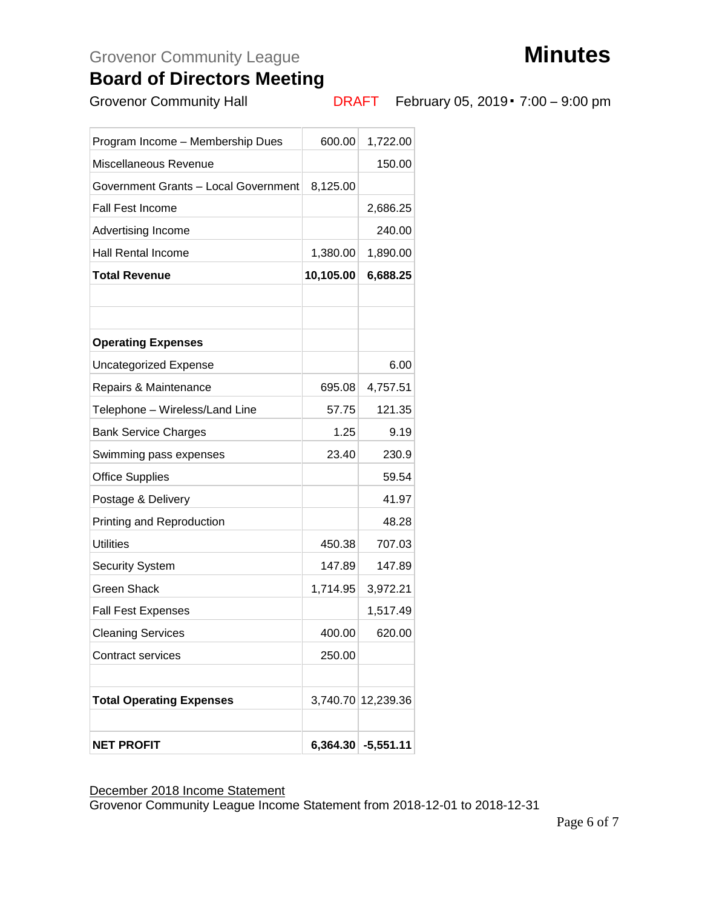Grovenor Community League

# Board of Directors Meeting

Grovenor Community Hall DRAFT February 05, 2019 ▪ 7:00 – 9:00 pm

| | | |
|---|---|---|
| Program Income – Membership Dues | 600.00 | 1,722.00 |
| Miscellaneous Revenue | | 150.00 |
| Government Grants – Local Government | 8,125.00 | |
| Fall Fest Income | | 2,686.25 |
| Advertising Income | | 240.00 |
| Hall Rental Income | 1,380.00 | 1,890.00 |
| **Total Revenue** | **10,105.00** | **6,688.25** |
| | | |
| | | |
| **Operating Expenses** | | |
| Uncategorized Expense | | 6.00 |
| Repairs & Maintenance | 695.08 | 4,757.51 |
| Telephone – Wireless/Land Line | 57.75 | 121.35 |
| Bank Service Charges | 1.25 | 9.19 |
| Swimming pass expenses | 23.40 | 230.9 |
| Office Supplies | | 59.54 |
| Postage & Delivery | | 41.97 |
| Printing and Reproduction | | 48.28 |
| Utilities | 450.38 | 707.03 |
| Security System | 147.89 | 147.89 |
| Green Shack | 1,714.95 | 3,972.21 |
| Fall Fest Expenses | | 1,517.49 |
| Cleaning Services | 400.00 | 620.00 |
| Contract services | 250.00 | |
| | | |
| **Total Operating Expenses** | 3,740.70 | 12,239.36 |
| | | |
| **NET PROFIT** | **6,364.30** | **-5,551.11** |

<u>December 2018 Income Statement</u>

Grovenor Community League Income Statement from 2018-12-01 to 2018-12-31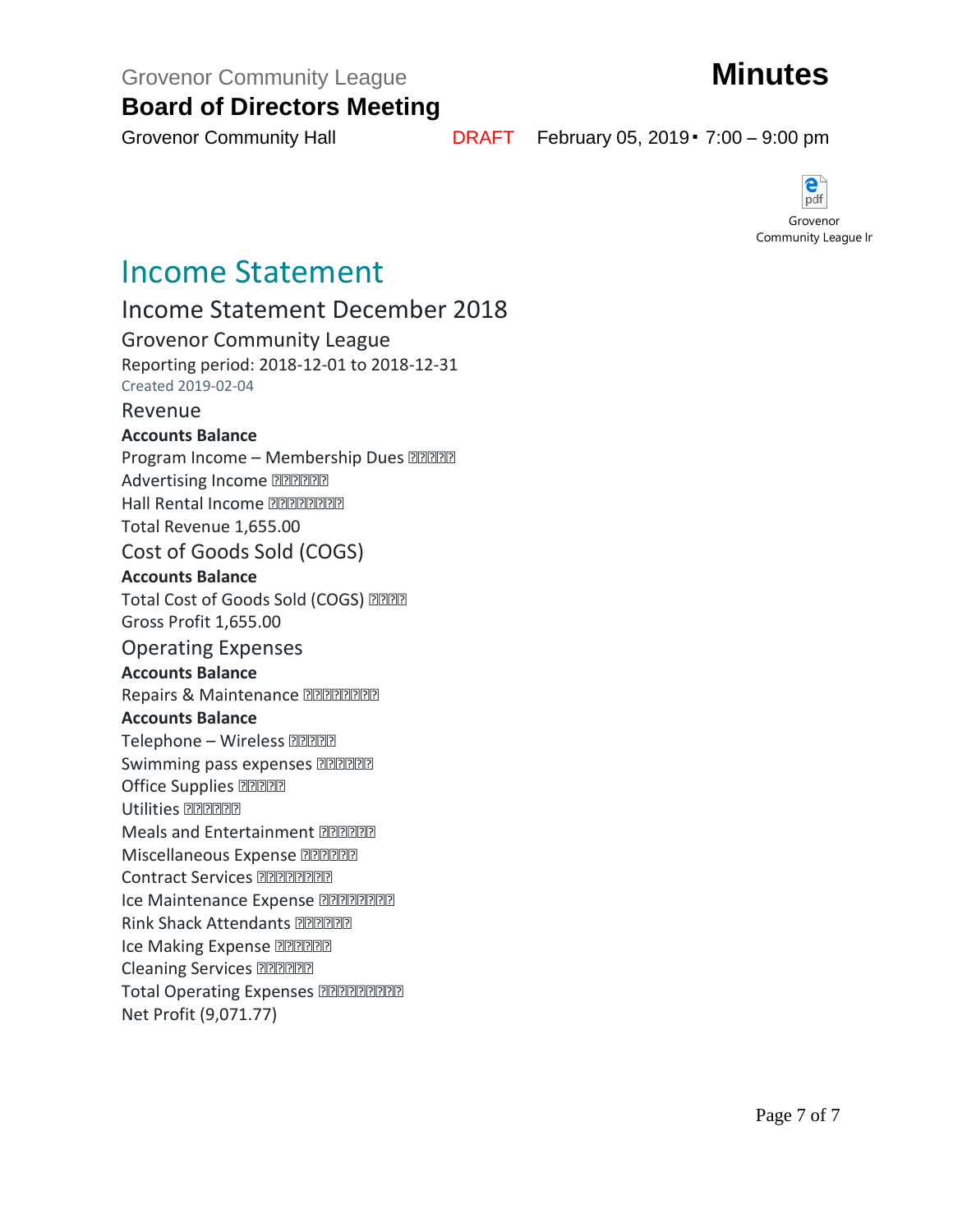Grovenor Community League

**Minutes**

**Board of Directors Meeting**

Grovenor Community Hall DRAFT February 05, 2019 ▪ 7:00 – 9:00 pm

Grovenor Community League Ir

# Income Statement

## Income Statement December 2018

### Grovenor Community League

Reporting period: 2018-12-01 to 2018-12-31

Created 2019-02-04

### Revenue

**Accounts Balance**

Program Income – Membership Dues ?????

Advertising Income ??????

Hall Rental Income ?????????

Total Revenue 1,655.00

### Cost of Goods Sold (COGS)

**Accounts Balance**

Total Cost of Goods Sold (COGS) ????

Gross Profit 1,655.00

### Operating Expenses

**Accounts Balance**

Repairs & Maintenance ?????????

**Accounts Balance**

Telephone – Wireless ?????

Swimming pass expenses ??????

Office Supplies ?????

Utilities ??????

Meals and Entertainment ??????

Miscellaneous Expense ??????

Contract Services ?????????

Ice Maintenance Expense ?????????

Rink Shack Attendants ??????

Ice Making Expense ??????

Cleaning Services ??????

Total Operating Expenses ??????????

Net Profit (9,071.77)